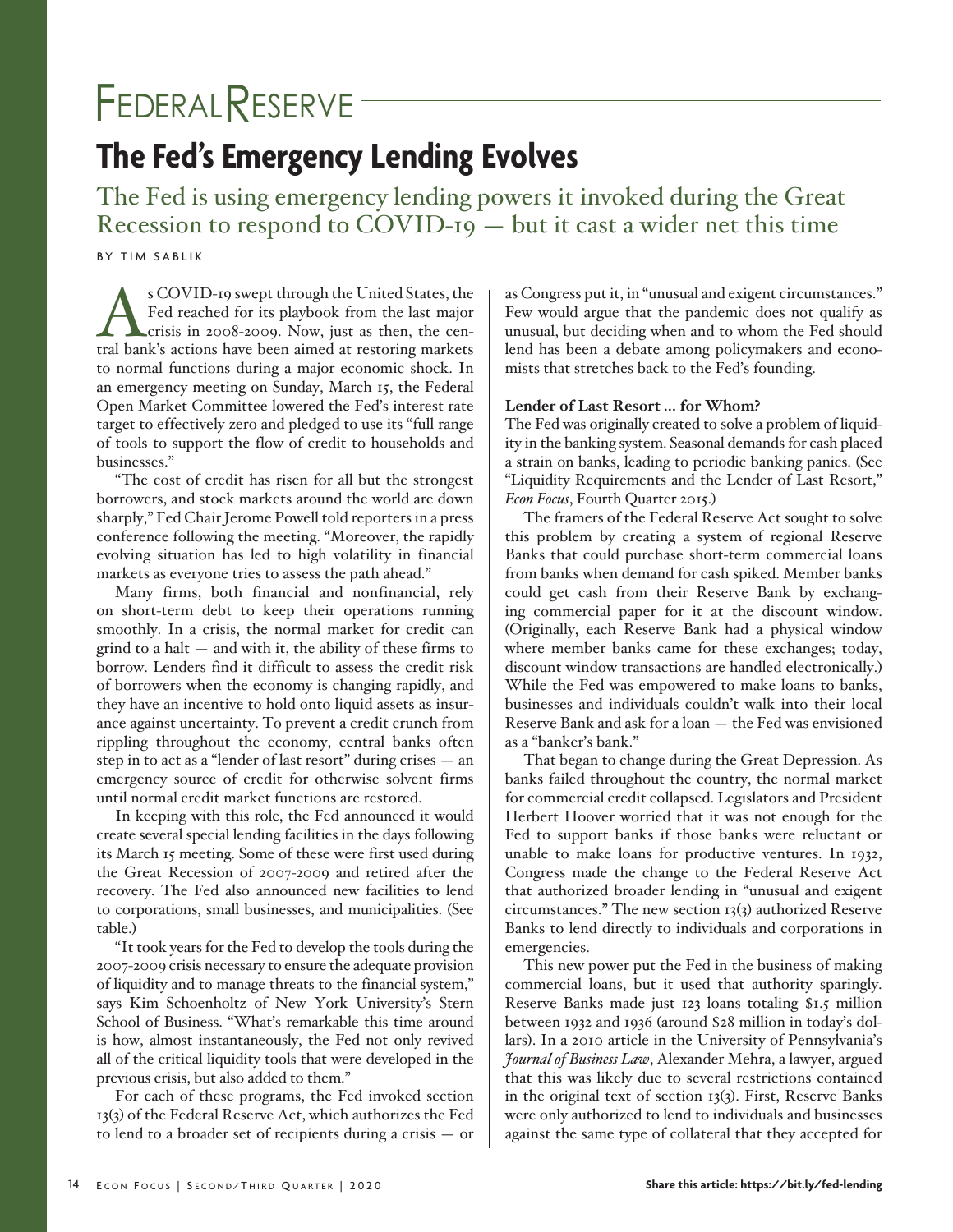# Federal Reserve

## The Fed's Emergency Lending Evolves

The Fed is using emergency lending powers it invoked during the Great Recession to respond to COVID-19 — but it cast a wider net this time

BY TIM SABLIK

As COVID-19 swept through the United States, the Fed reached for its playbook from the last major crisis in 2008-2009. Now, just as then, the central bank's actions have been aimed at restoring markets to normal functions during a major economic shock. In an emergency meeting on Sunday, March 15, the Federal Open Market Committee lowered the Fed's interest rate target to effectively zero and pledged to use its "full range of tools to support the flow of credit to households and businesses."

"The cost of credit has risen for all but the strongest borrowers, and stock markets around the world are down sharply," Fed Chair Jerome Powell told reporters in a press conference following the meeting. "Moreover, the rapidly evolving situation has led to high volatility in financial markets as everyone tries to assess the path ahead."

Many firms, both financial and nonfinancial, rely on short-term debt to keep their operations running smoothly. In a crisis, the normal market for credit can grind to a halt — and with it, the ability of these firms to borrow. Lenders find it difficult to assess the credit risk of borrowers when the economy is changing rapidly, and they have an incentive to hold onto liquid assets as insurance against uncertainty. To prevent a credit crunch from rippling throughout the economy, central banks often step in to act as a "lender of last resort" during crises — an emergency source of credit for otherwise solvent firms until normal credit market functions are restored.

In keeping with this role, the Fed announced it would create several special lending facilities in the days following its March 15 meeting. Some of these were first used during the Great Recession of 2007-2009 and retired after the recovery. The Fed also announced new facilities to lend to corporations, small businesses, and municipalities. (See table.)

"It took years for the Fed to develop the tools during the 2007-2009 crisis necessary to ensure the adequate provision of liquidity and to manage threats to the financial system," says Kim Schoenholtz of New York University's Stern School of Business. "What's remarkable this time around is how, almost instantaneously, the Fed not only revived all of the critical liquidity tools that were developed in the previous crisis, but also added to them."

For each of these programs, the Fed invoked section 13(3) of the Federal Reserve Act, which authorizes the Fed to lend to a broader set of recipients during a crisis — or as Congress put it, in "unusual and exigent circumstances." Few would argue that the pandemic does not qualify as unusual, but deciding when and to whom the Fed should lend has been a debate among policymakers and economists that stretches back to the Fed's founding.

### Lender of Last Resort ... for Whom?

The Fed was originally created to solve a problem of liquidity in the banking system. Seasonal demands for cash placed a strain on banks, leading to periodic banking panics. (See "Liquidity Requirements and the Lender of Last Resort," *Econ Focus*, Fourth Quarter 2015.)

The framers of the Federal Reserve Act sought to solve this problem by creating a system of regional Reserve Banks that could purchase short-term commercial loans from banks when demand for cash spiked. Member banks could get cash from their Reserve Bank by exchanging commercial paper for it at the discount window. (Originally, each Reserve Bank had a physical window where member banks came for these exchanges; today, discount window transactions are handled electronically.) While the Fed was empowered to make loans to banks, businesses and individuals couldn't walk into their local Reserve Bank and ask for a loan — the Fed was envisioned as a "banker's bank."

That began to change during the Great Depression. As banks failed throughout the country, the normal market for commercial credit collapsed. Legislators and President Herbert Hoover worried that it was not enough for the Fed to support banks if those banks were reluctant or unable to make loans for productive ventures. In 1932, Congress made the change to the Federal Reserve Act that authorized broader lending in "unusual and exigent circumstances." The new section 13(3) authorized Reserve Banks to lend directly to individuals and corporations in emergencies.

This new power put the Fed in the business of making commercial loans, but it used that authority sparingly. Reserve Banks made just 123 loans totaling $1.5 million between 1932 and 1936 (around $28 million in today's dollars). In a 2010 article in the University of Pennsylvania's *Journal of Business Law*, Alexander Mehra, a lawyer, argued that this was likely due to several restrictions contained in the original text of section 13(3). First, Reserve Banks were only authorized to lend to individuals and businesses against the same type of collateral that they accepted for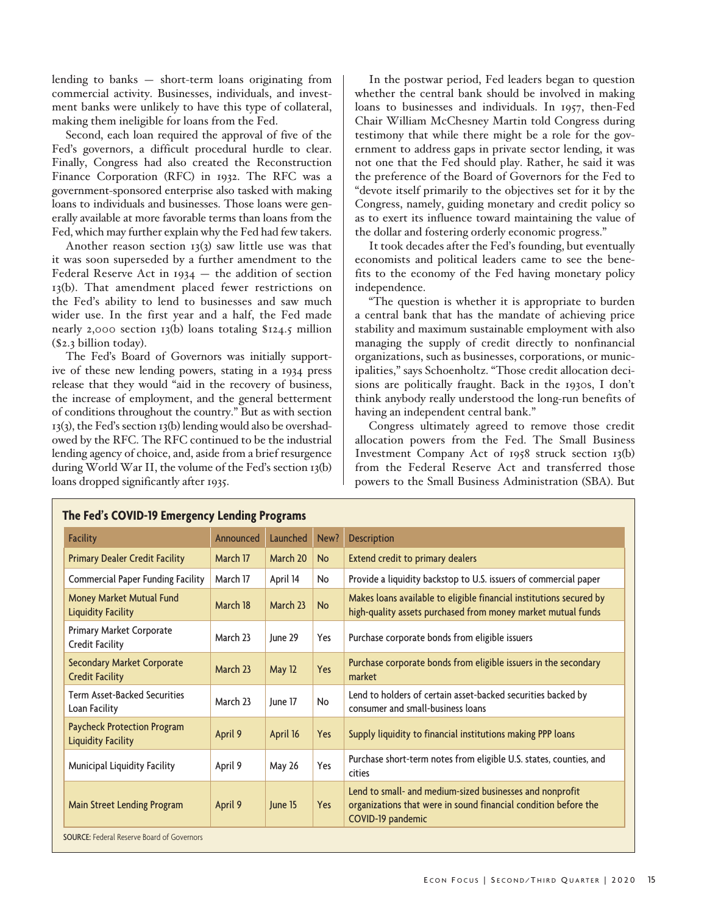lending to banks — short-term loans originating from commercial activity. Businesses, individuals, and investment banks were unlikely to have this type of collateral, making them ineligible for loans from the Fed.

Second, each loan required the approval of five of the Fed's governors, a difficult procedural hurdle to clear. Finally, Congress had also created the Reconstruction Finance Corporation (RFC) in 1932. The RFC was a government-sponsored enterprise also tasked with making loans to individuals and businesses. Those loans were generally available at more favorable terms than loans from the Fed, which may further explain why the Fed had few takers.

Another reason section 13(3) saw little use was that it was soon superseded by a further amendment to the Federal Reserve Act in 1934 — the addition of section 13(b). That amendment placed fewer restrictions on the Fed's ability to lend to businesses and saw much wider use. In the first year and a half, the Fed made nearly 2,000 section 13(b) loans totaling $124.5 million ($2.3 billion today).

The Fed's Board of Governors was initially supportive of these new lending powers, stating in a 1934 press release that they would "aid in the recovery of business, the increase of employment, and the general betterment of conditions throughout the country." But as with section 13(3), the Fed's section 13(b) lending would also be overshadowed by the RFC. The RFC continued to be the industrial lending agency of choice, and, aside from a brief resurgence during World War II, the volume of the Fed's section 13(b) loans dropped significantly after 1935.

In the postwar period, Fed leaders began to question whether the central bank should be involved in making loans to businesses and individuals. In 1957, then-Fed Chair William McChesney Martin told Congress during testimony that while there might be a role for the government to address gaps in private sector lending, it was not one that the Fed should play. Rather, he said it was the preference of the Board of Governors for the Fed to "devote itself primarily to the objectives set for it by the Congress, namely, guiding monetary and credit policy so as to exert its influence toward maintaining the value of the dollar and fostering orderly economic progress."

It took decades after the Fed's founding, but eventually economists and political leaders came to see the benefits to the economy of the Fed having monetary policy independence.

"The question is whether it is appropriate to burden a central bank that has the mandate of achieving price stability and maximum sustainable employment with also managing the supply of credit directly to nonfinancial organizations, such as businesses, corporations, or municipalities," says Schoenholtz. "Those credit allocation decisions are politically fraught. Back in the 1930s, I don't think anybody really understood the long-run benefits of having an independent central bank."

Congress ultimately agreed to remove those credit allocation powers from the Fed. The Small Business Investment Company Act of 1958 struck section 13(b) from the Federal Reserve Act and transferred those powers to the Small Business Administration (SBA). But

**The Fed's COVID-19 Emergency Lending Programs**

| Facility | Announced | Launched | New? | Description |
|---|---|---|---|---|
| Primary Dealer Credit Facility | March 17 | March 20 | No | Extend credit to primary dealers |
| Commercial Paper Funding Facility | March 17 | April 14 | No | Provide a liquidity backstop to U.S. issuers of commercial paper |
| Money Market Mutual Fund Liquidity Facility | March 18 | March 23 | No | Makes loans available to eligible financial institutions secured by high-quality assets purchased from money market mutual funds |
| Primary Market Corporate Credit Facility | March 23 | June 29 | Yes | Purchase corporate bonds from eligible issuers |
| Secondary Market Corporate Credit Facility | March 23 | May 12 | Yes | Purchase corporate bonds from eligible issuers in the secondary market |
| Term Asset-Backed Securities Loan Facility | March 23 | June 17 | No | Lend to holders of certain asset-backed securities backed by consumer and small-business loans |
| Paycheck Protection Program Liquidity Facility | April 9 | April 16 | Yes | Supply liquidity to financial institutions making PPP loans |
| Municipal Liquidity Facility | April 9 | May 26 | Yes | Purchase short-term notes from eligible U.S. states, counties, and cities |
| Main Street Lending Program | April 9 | June 15 | Yes | Lend to small- and medium-sized businesses and nonprofit organizations that were in sound financial condition before the COVID-19 pandemic |

**SOURCE:** Federal Reserve Board of Governors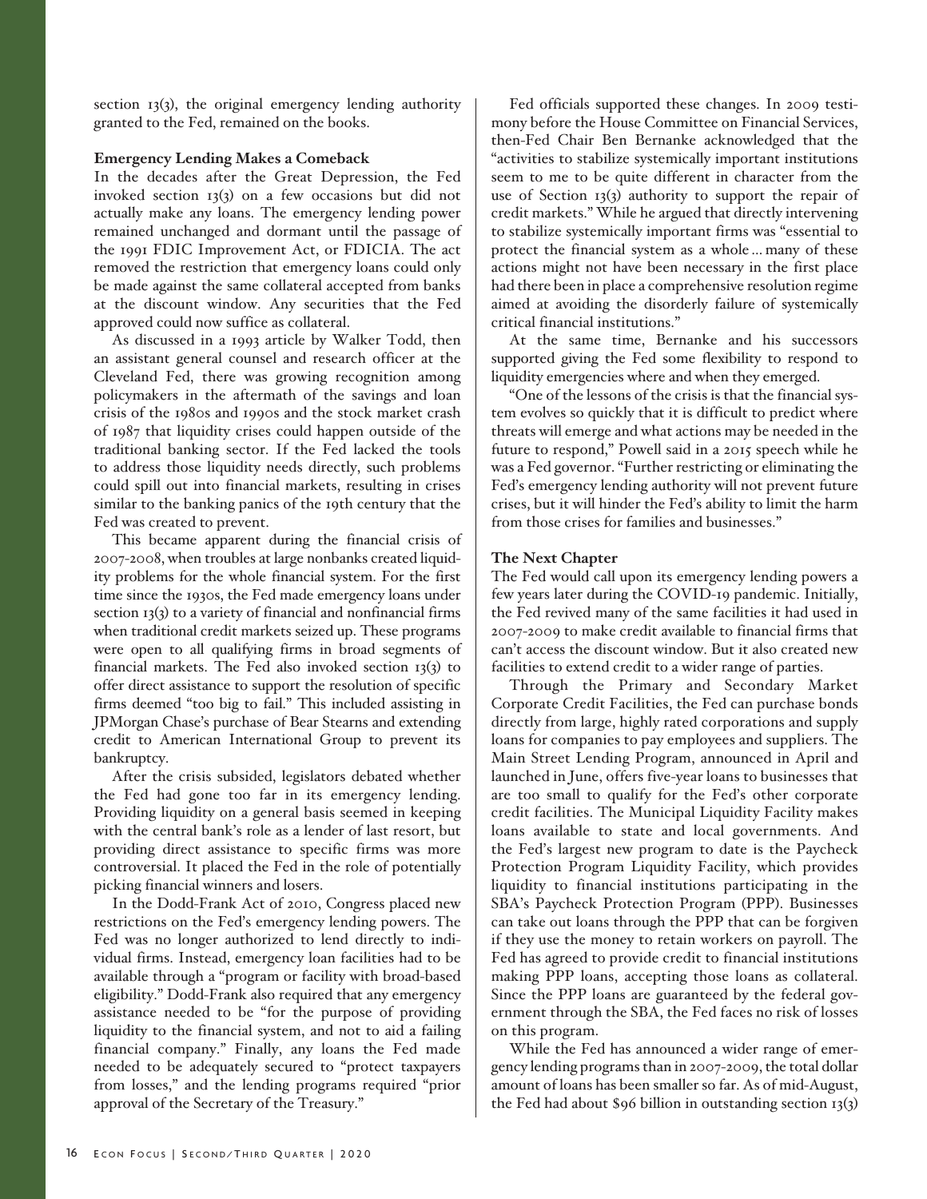section 13(3), the original emergency lending authority granted to the Fed, remained on the books.

**Emergency Lending Makes a Comeback**

In the decades after the Great Depression, the Fed invoked section 13(3) on a few occasions but did not actually make any loans. The emergency lending power remained unchanged and dormant until the passage of the 1991 FDIC Improvement Act, or FDICIA. The act removed the restriction that emergency loans could only be made against the same collateral accepted from banks at the discount window. Any securities that the Fed approved could now suffice as collateral.

As discussed in a 1993 article by Walker Todd, then an assistant general counsel and research officer at the Cleveland Fed, there was growing recognition among policymakers in the aftermath of the savings and loan crisis of the 1980s and 1990s and the stock market crash of 1987 that liquidity crises could happen outside of the traditional banking sector. If the Fed lacked the tools to address those liquidity needs directly, such problems could spill out into financial markets, resulting in crises similar to the banking panics of the 19th century that the Fed was created to prevent.

This became apparent during the financial crisis of 2007-2008, when troubles at large nonbanks created liquidity problems for the whole financial system. For the first time since the 1930s, the Fed made emergency loans under section 13(3) to a variety of financial and nonfinancial firms when traditional credit markets seized up. These programs were open to all qualifying firms in broad segments of financial markets. The Fed also invoked section 13(3) to offer direct assistance to support the resolution of specific firms deemed "too big to fail." This included assisting in JPMorgan Chase's purchase of Bear Stearns and extending credit to American International Group to prevent its bankruptcy.

After the crisis subsided, legislators debated whether the Fed had gone too far in its emergency lending. Providing liquidity on a general basis seemed in keeping with the central bank's role as a lender of last resort, but providing direct assistance to specific firms was more controversial. It placed the Fed in the role of potentially picking financial winners and losers.

In the Dodd-Frank Act of 2010, Congress placed new restrictions on the Fed's emergency lending powers. The Fed was no longer authorized to lend directly to individual firms. Instead, emergency loan facilities had to be available through a "program or facility with broad-based eligibility." Dodd-Frank also required that any emergency assistance needed to be "for the purpose of providing liquidity to the financial system, and not to aid a failing financial company." Finally, any loans the Fed made needed to be adequately secured to "protect taxpayers from losses," and the lending programs required "prior approval of the Secretary of the Treasury."

Fed officials supported these changes. In 2009 testimony before the House Committee on Financial Services, then-Fed Chair Ben Bernanke acknowledged that the "activities to stabilize systemically important institutions seem to me to be quite different in character from the use of Section 13(3) authority to support the repair of credit markets." While he argued that directly intervening to stabilize systemically important firms was "essential to protect the financial system as a whole ... many of these actions might not have been necessary in the first place had there been in place a comprehensive resolution regime aimed at avoiding the disorderly failure of systemically critical financial institutions."

At the same time, Bernanke and his successors supported giving the Fed some flexibility to respond to liquidity emergencies where and when they emerged.

"One of the lessons of the crisis is that the financial system evolves so quickly that it is difficult to predict where threats will emerge and what actions may be needed in the future to respond," Powell said in a 2015 speech while he was a Fed governor. "Further restricting or eliminating the Fed's emergency lending authority will not prevent future crises, but it will hinder the Fed's ability to limit the harm from those crises for families and businesses."

**The Next Chapter**

The Fed would call upon its emergency lending powers a few years later during the COVID-19 pandemic. Initially, the Fed revived many of the same facilities it had used in 2007-2009 to make credit available to financial firms that can't access the discount window. But it also created new facilities to extend credit to a wider range of parties.

Through the Primary and Secondary Market Corporate Credit Facilities, the Fed can purchase bonds directly from large, highly rated corporations and supply loans for companies to pay employees and suppliers. The Main Street Lending Program, announced in April and launched in June, offers five-year loans to businesses that are too small to qualify for the Fed's other corporate credit facilities. The Municipal Liquidity Facility makes loans available to state and local governments. And the Fed's largest new program to date is the Paycheck Protection Program Liquidity Facility, which provides liquidity to financial institutions participating in the SBA's Paycheck Protection Program (PPP). Businesses can take out loans through the PPP that can be forgiven if they use the money to retain workers on payroll. The Fed has agreed to provide credit to financial institutions making PPP loans, accepting those loans as collateral. Since the PPP loans are guaranteed by the federal government through the SBA, the Fed faces no risk of losses on this program.

While the Fed has announced a wider range of emergency lending programs than in 2007-2009, the total dollar amount of loans has been smaller so far. As of mid-August, the Fed had about $96 billion in outstanding section 13(3)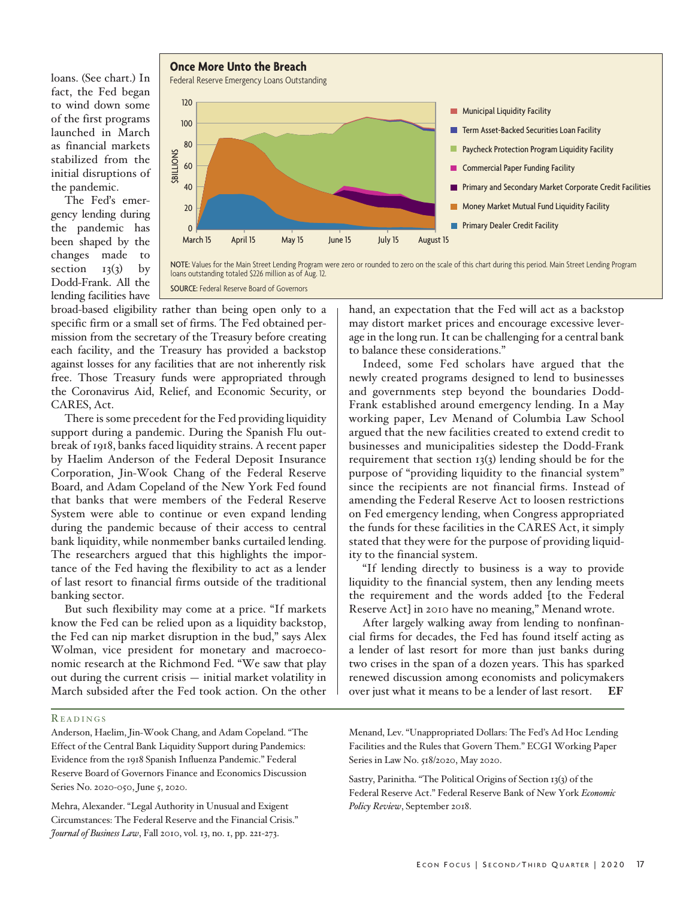loans. (See chart.) In fact, the Fed began to wind down some of the first programs launched in March as financial markets stabilized from the initial disruptions of the pandemic.

**Once More Unto the Breach**

Federal Reserve Emergency Loans Outstanding

$BILLIONS

120
100
80
60
40
20
0

March 15 April 15 May 15 June 15 July 15 August 15

Municipal Liquidity Facility
Term Asset-Backed Securities Loan Facility
Paycheck Protection Program Liquidity Facility
Commercial Paper Funding Facility
Primary and Secondary Market Corporate Credit Facilities
Money Market Mutual Fund Liquidity Facility
Primary Dealer Credit Facility

NOTE: Values for the Main Street Lending Program were zero or rounded to zero on the scale of this chart during this period. Main Street Lending Program loans outstanding totaled $226 million as of Aug. 12.

SOURCE: Federal Reserve Board of Governors

The Fed's emergency lending during the pandemic has been shaped by the changes made to section 13(3) by Dodd-Frank. All the lending facilities have broad-based eligibility rather than being open only to a specific firm or a small set of firms. The Fed obtained permission from the secretary of the Treasury before creating each facility, and the Treasury has provided a backstop against losses for any facilities that are not inherently risk free. Those Treasury funds were appropriated through the Coronavirus Aid, Relief, and Economic Security, or CARES, Act.

There is some precedent for the Fed providing liquidity support during a pandemic. During the Spanish Flu outbreak of 1918, banks faced liquidity strains. A recent paper by Haelim Anderson of the Federal Deposit Insurance Corporation, Jin-Wook Chang of the Federal Reserve Board, and Adam Copeland of the New York Fed found that banks that were members of the Federal Reserve System were able to continue or even expand lending during the pandemic because of their access to central bank liquidity, while nonmember banks curtailed lending. The researchers argued that this highlights the importance of the Fed having the flexibility to act as a lender of last resort to financial firms outside of the traditional banking sector.

But such flexibility may come at a price. "If markets know the Fed can be relied upon as a liquidity backstop, the Fed can nip market disruption in the bud," says Alex Wolman, vice president for monetary and macroeconomic research at the Richmond Fed. "We saw that play out during the current crisis — initial market volatility in March subsided after the Fed took action. On the other hand, an expectation that the Fed will act as a backstop may distort market prices and encourage excessive leverage in the long run. It can be challenging for a central bank to balance these considerations."

Indeed, some Fed scholars have argued that the newly created programs designed to lend to businesses and governments step beyond the boundaries Dodd-Frank established around emergency lending. In a May working paper, Lev Menand of Columbia Law School argued that the new facilities created to extend credit to businesses and municipalities sidestep the Dodd-Frank requirement that section 13(3) lending should be for the purpose of "providing liquidity to the financial system" since the recipients are not financial firms. Instead of amending the Federal Reserve Act to loosen restrictions on Fed emergency lending, when Congress appropriated the funds for these facilities in the CARES Act, it simply stated that they were for the purpose of providing liquidity to the financial system.

"If lending directly to business is a way to provide liquidity to the financial system, then any lending meets the requirement and the words added [to the Federal Reserve Act] in 2010 have no meaning," Menand wrote.

After largely walking away from lending to nonfinancial firms for decades, the Fed has found itself acting as a lender of last resort for more than just banks during two crises in the span of a dozen years. This has sparked renewed discussion among economists and policymakers over just what it means to be a lender of last resort. **EF**

## Readings

Anderson, Haelim, Jin-Wook Chang, and Adam Copeland. "The Effect of the Central Bank Liquidity Support during Pandemics: Evidence from the 1918 Spanish Influenza Pandemic." Federal Reserve Board of Governors Finance and Economics Discussion Series No. 2020-050, June 5, 2020.

Mehra, Alexander. "Legal Authority in Unusual and Exigent Circumstances: The Federal Reserve and the Financial Crisis." *Journal of Business Law*, Fall 2010, vol. 13, no. 1, pp. 221-273.

Menand, Lev. "Unappropriated Dollars: The Fed's Ad Hoc Lending Facilities and the Rules that Govern Them." ECGI Working Paper Series in Law No. 518/2020, May 2020.

Sastry, Parinitha. "The Political Origins of Section 13(3) of the Federal Reserve Act." Federal Reserve Bank of New York *Economic Policy Review*, September 2018.